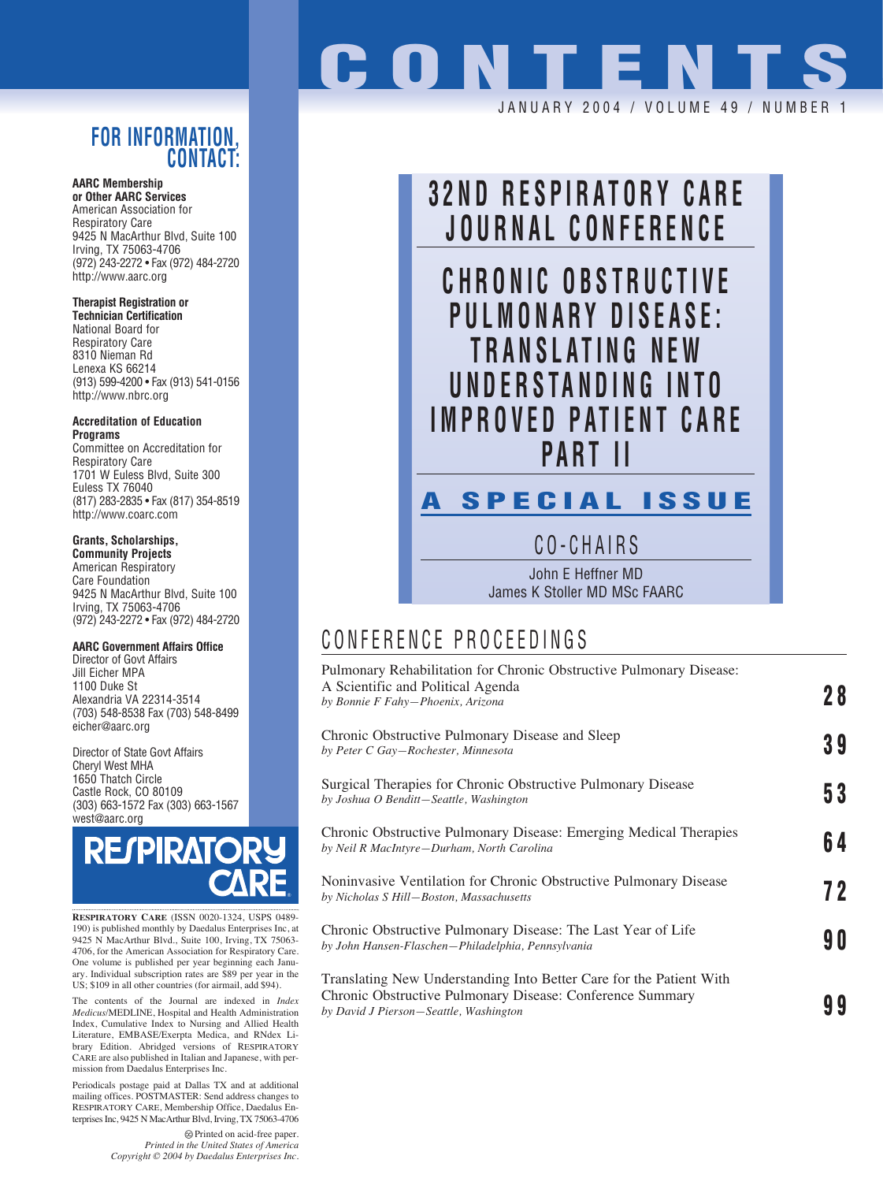# CONTENTS

JANUARY 2004 / VOLUME 49 / NUMBER 1

## 32ND RESPIRATORY CARE JOURNAL CONFERENCE

## CHRONIC OBSTRUCTIVE PULMONARY DISEASE: TRANSLATING NEW UNDERSTANDING INTO IMPROVED PATIENT CARE PART II

### A SPECIAL ISSUE

CO-CHAIRS

John E Heffner MD
James K Stoller MD MSc FAARC

## CONFERENCE PROCEEDINGS

Pulmonary Rehabilitation for Chronic Obstructive Pulmonary Disease: A Scientific and Political Agenda
*by Bonnie F Fahy—Phoenix, Arizona* — **28**

Chronic Obstructive Pulmonary Disease and Sleep
*by Peter C Gay—Rochester, Minnesota* — **39**

Surgical Therapies for Chronic Obstructive Pulmonary Disease
*by Joshua O Benditt—Seattle, Washington* — **53**

Chronic Obstructive Pulmonary Disease: Emerging Medical Therapies
*by Neil R MacIntyre—Durham, North Carolina* — **64**

Noninvasive Ventilation for Chronic Obstructive Pulmonary Disease
*by Nicholas S Hill—Boston, Massachusetts* — **72**

Chronic Obstructive Pulmonary Disease: The Last Year of Life
*by John Hansen-Flaschen—Philadelphia, Pennsylvania* — **90**

Translating New Understanding Into Better Care for the Patient With Chronic Obstructive Pulmonary Disease: Conference Summary
*by David J Pierson—Seattle, Washington* — **99**

## FOR INFORMATION, CONTACT:

**AARC Membership or Other AARC Services**
American Association for Respiratory Care
9425 N MacArthur Blvd, Suite 100
Irving, TX 75063-4706
(972) 243-2272 • Fax (972) 484-2720
http://www.aarc.org

**Therapist Registration or Technician Certification**
National Board for Respiratory Care
8310 Nieman Rd
Lenexa KS 66214
(913) 599-4200 • Fax (913) 541-0156
http://www.nbrc.org

**Accreditation of Education Programs**
Committee on Accreditation for Respiratory Care
1701 W Euless Blvd, Suite 300
Euless TX 76040
(817) 283-2835 • Fax (817) 354-8519
http://www.coarc.com

**Grants, Scholarships, Community Projects**
American Respiratory Care Foundation
9425 N MacArthur Blvd, Suite 100
Irving, TX 75063-4706
(972) 243-2272 • Fax (972) 484-2720

**AARC Government Affairs Office**
Director of Govt Affairs
Jill Eicher MPA
1100 Duke St
Alexandria VA 22314-3514
(703) 548-8538 Fax (703) 548-8499
eicher@aarc.org

Director of State Govt Affairs
Cheryl West MHA
1650 Thatch Circle
Castle Rock, CO 80109
(303) 663-1572 Fax (303) 663-1567
west@aarc.org

RESPIRATORY CARE

RESPIRATORY CARE (ISSN 0020-1324, USPS 0489-190) is published monthly by Daedalus Enterprises Inc, at 9425 N MacArthur Blvd., Suite 100, Irving, TX 75063-4706, for the American Association for Respiratory Care. One volume is published per year beginning each January. Individual subscription rates are $89 per year in the US; $109 in all other countries (for airmail, add $94).

The contents of the Journal are indexed in *Index Medicus*/MEDLINE, Hospital and Health Administration Index, Cumulative Index to Nursing and Allied Health Literature, EMBASE/Exerpta Medica, and RNdex Library Edition. Abridged versions of RESPIRATORY CARE are also published in Italian and Japanese, with permission from Daedalus Enterprises Inc.

Periodicals postage paid at Dallas TX and at additional mailing offices. POSTMASTER: Send address changes to RESPIRATORY CARE, Membership Office, Daedalus Enterprises Inc, 9425 N MacArthur Blvd, Irving, TX 75063-4706

Printed on acid-free paper.
*Printed in the United States of America*
*Copyright © 2004 by Daedalus Enterprises Inc.*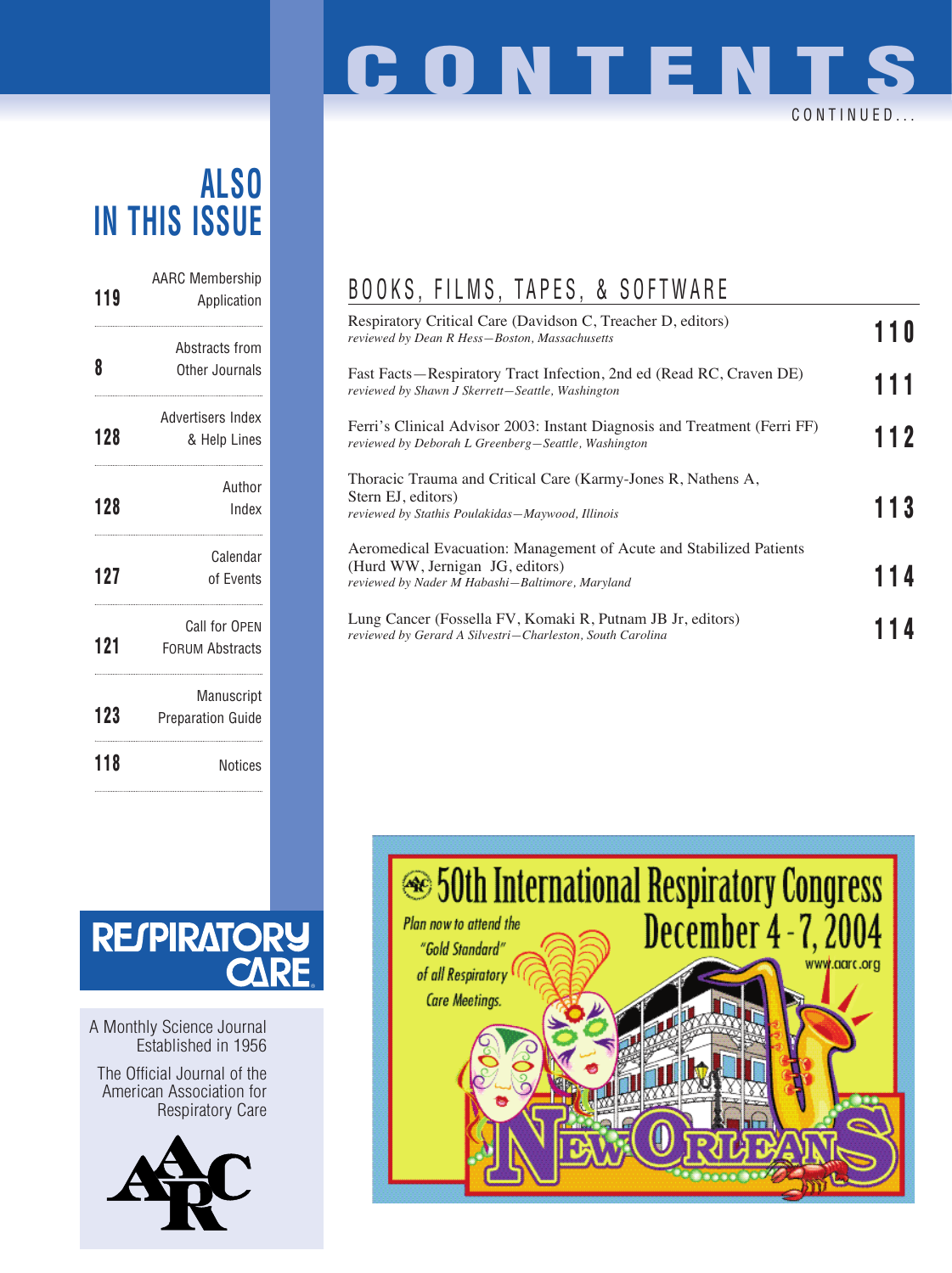# CONTENTS

CONTINUED...

## ALSO IN THIS ISSUE

| | |
|---|---|
| 119 | AARC Membership Application |
| 8 | Abstracts from Other Journals |
| 128 | Advertisers Index & Help Lines |
| 128 | Author Index |
| 127 | Calendar of Events |
| 121 | Call for OPEN FORUM Abstracts |
| 123 | Manuscript Preparation Guide |
| 118 | Notices |

## BOOKS, FILMS, TAPES, & SOFTWARE

Respiratory Critical Care (Davidson C, Treacher D, editors)
*reviewed by Dean R Hess—Boston, Massachusetts* **110**

Fast Facts—Respiratory Tract Infection, 2nd ed (Read RC, Craven DE)
*reviewed by Shawn J Skerrett—Seattle, Washington* **111**

Ferri's Clinical Advisor 2003: Instant Diagnosis and Treatment (Ferri FF)
*reviewed by Deborah L Greenberg—Seattle, Washington* **112**

Thoracic Trauma and Critical Care (Karmy-Jones R, Nathens A, Stern EJ, editors)
*reviewed by Stathis Poulakidas—Maywood, Illinois* **113**

Aeromedical Evacuation: Management of Acute and Stabilized Patients (Hurd WW, Jernigan JG, editors)
*reviewed by Nader M Habashi—Baltimore, Maryland* **114**

Lung Cancer (Fossella FV, Komaki R, Putnam JB Jr, editors)
*reviewed by Gerard A Silvestri—Charleston, South Carolina* **114**

RESPIRATORY CARE

A Monthly Science Journal
Established in 1956

The Official Journal of the American Association for Respiratory Care

50th International Respiratory Congress
December 4 - 7, 2004
Plan now to attend the "Gold Standard" of all Respiratory Care Meetings.
www.aarc.org
NEW ORLEANS